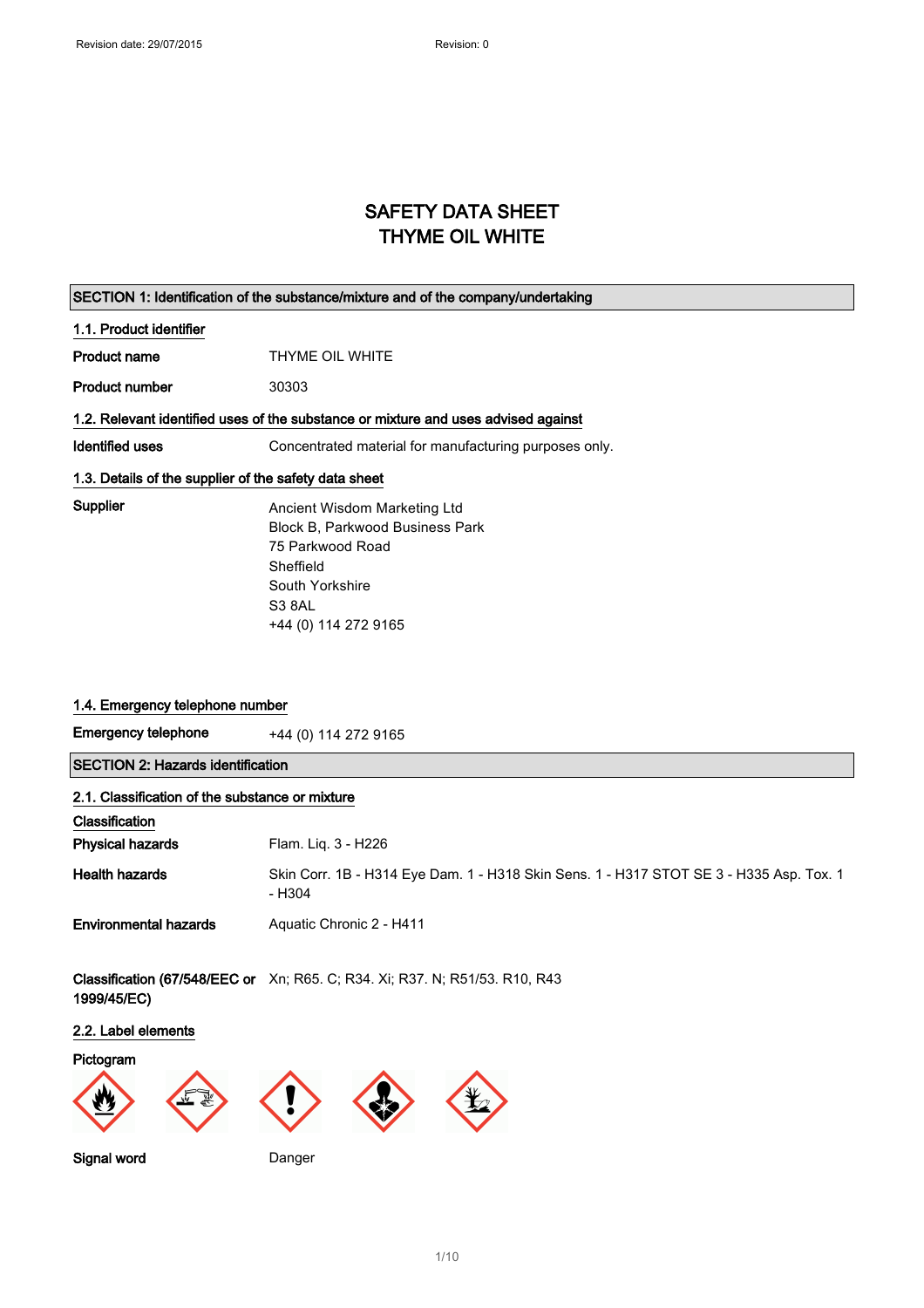# SAFETY DATA SHEET
# THYME OIL WHITE

## SECTION 1: Identification of the substance/mixture and of the company/undertaking

### 1.1. Product identifier

**Product name** THYME OIL WHITE

**Product number** 30303

### 1.2. Relevant identified uses of the substance or mixture and uses advised against

**Identified uses** Concentrated material for manufacturing purposes only.

### 1.3. Details of the supplier of the safety data sheet

**Supplier**
Ancient Wisdom Marketing Ltd
Block B, Parkwood Business Park
75 Parkwood Road
Sheffield
South Yorkshire
S3 8AL
+44 (0) 114 272 9165

### 1.4. Emergency telephone number

**Emergency telephone** +44 (0) 114 272 9165

## SECTION 2: Hazards identification

### 2.1. Classification of the substance or mixture

**Classification**

**Physical hazards** Flam. Liq. 3 - H226

**Health hazards** Skin Corr. 1B - H314 Eye Dam. 1 - H318 Skin Sens. 1 - H317 STOT SE 3 - H335 Asp. Tox. 1 - H304

**Environmental hazards** Aquatic Chronic 2 - H411

**Classification (67/548/EEC or 1999/45/EC)** Xn; R65. C; R34. Xi; R37. N; R51/53. R10, R43

### 2.2. Label elements

**Pictogram**

**Signal word** Danger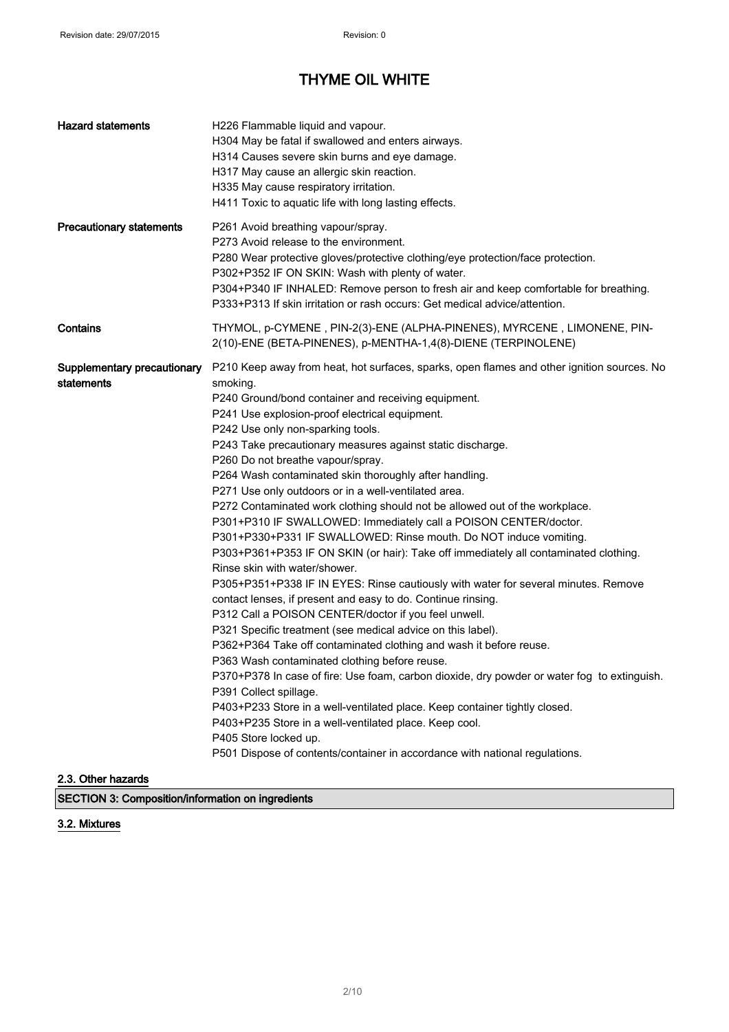# THYME OIL WHITE

| | |
|---|---|
| **Hazard statements** | H226 Flammable liquid and vapour.<br>H304 May be fatal if swallowed and enters airways.<br>H314 Causes severe skin burns and eye damage.<br>H317 May cause an allergic skin reaction.<br>H335 May cause respiratory irritation.<br>H411 Toxic to aquatic life with long lasting effects. |
| **Precautionary statements** | P261 Avoid breathing vapour/spray.<br>P273 Avoid release to the environment.<br>P280 Wear protective gloves/protective clothing/eye protection/face protection.<br>P302+P352 IF ON SKIN: Wash with plenty of water.<br>P304+P340 IF INHALED: Remove person to fresh air and keep comfortable for breathing.<br>P333+P313 If skin irritation or rash occurs: Get medical advice/attention. |
| **Contains** | THYMOL, p-CYMENE , PIN-2(3)-ENE (ALPHA-PINENES), MYRCENE , LIMONENE, PIN-2(10)-ENE (BETA-PINENES), p-MENTHA-1,4(8)-DIENE (TERPINOLENE) |
| **Supplementary precautionary statements** | P210 Keep away from heat, hot surfaces, sparks, open flames and other ignition sources. No smoking.<br>P240 Ground/bond container and receiving equipment.<br>P241 Use explosion-proof electrical equipment.<br>P242 Use only non-sparking tools.<br>P243 Take precautionary measures against static discharge.<br>P260 Do not breathe vapour/spray.<br>P264 Wash contaminated skin thoroughly after handling.<br>P271 Use only outdoors or in a well-ventilated area.<br>P272 Contaminated work clothing should not be allowed out of the workplace.<br>P301+P310 IF SWALLOWED: Immediately call a POISON CENTER/doctor.<br>P301+P330+P331 IF SWALLOWED: Rinse mouth. Do NOT induce vomiting.<br>P303+P361+P353 IF ON SKIN (or hair): Take off immediately all contaminated clothing. Rinse skin with water/shower.<br>P305+P351+P338 IF IN EYES: Rinse cautiously with water for several minutes. Remove contact lenses, if present and easy to do. Continue rinsing.<br>P312 Call a POISON CENTER/doctor if you feel unwell.<br>P321 Specific treatment (see medical advice on this label).<br>P362+P364 Take off contaminated clothing and wash it before reuse.<br>P363 Wash contaminated clothing before reuse.<br>P370+P378 In case of fire: Use foam, carbon dioxide, dry powder or water fog to extinguish.<br>P391 Collect spillage.<br>P403+P233 Store in a well-ventilated place. Keep container tightly closed.<br>P403+P235 Store in a well-ventilated place. Keep cool.<br>P405 Store locked up.<br>P501 Dispose of contents/container in accordance with national regulations. |

### 2.3. Other hazards

## SECTION 3: Composition/information on ingredients

### 3.2. Mixtures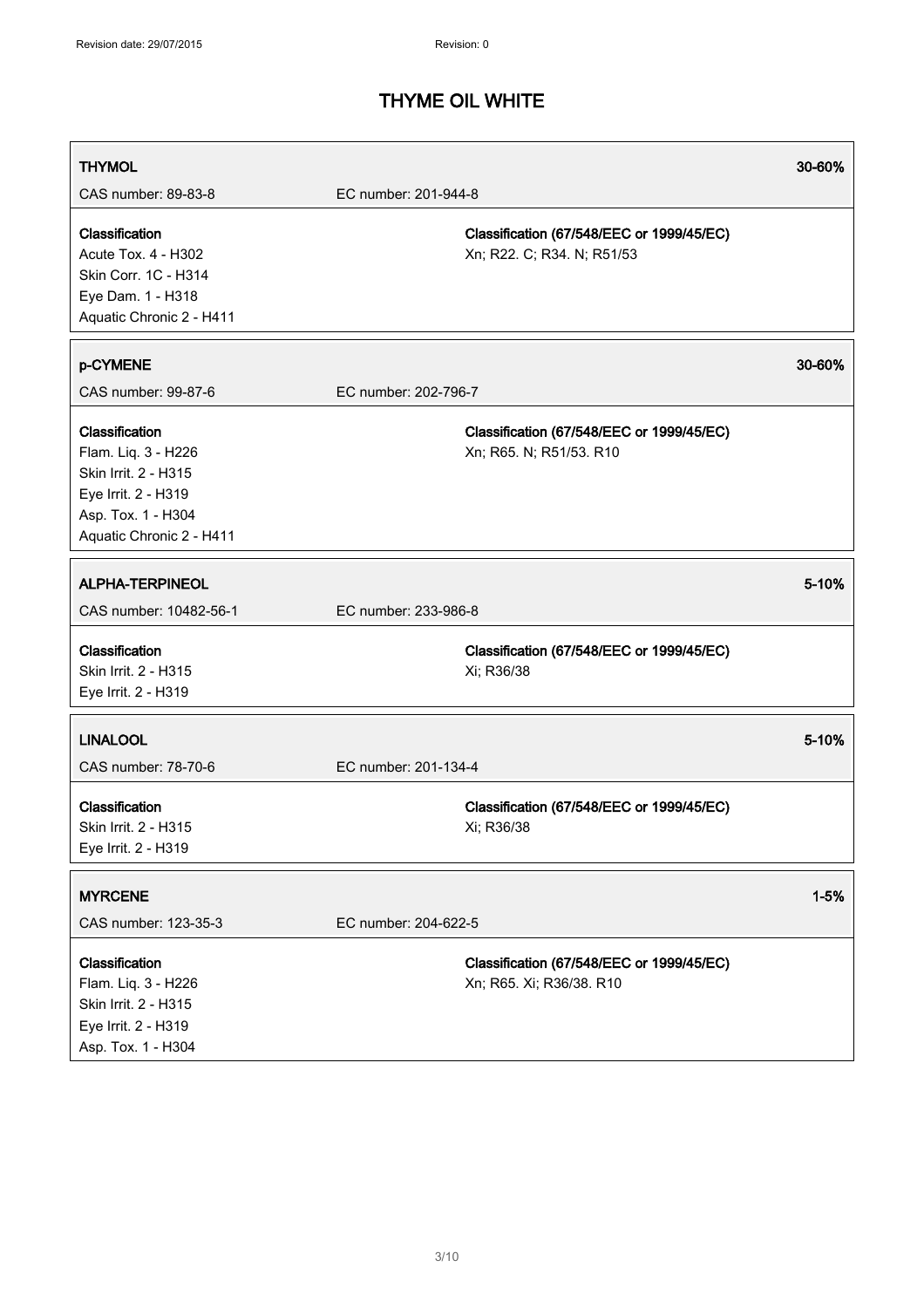| **THYMOL** | | **30-60%** |
|---|---|---|
| CAS number: 89-83-8 | EC number: 201-944-8 | |
| **Classification**<br>Acute Tox. 4 - H302<br>Skin Corr. 1C - H314<br>Eye Dam. 1 - H318<br>Aquatic Chronic 2 - H411 | **Classification (67/548/EEC or 1999/45/EC)**<br>Xn; R22. C; R34. N; R51/53 | |

| **p-CYMENE** | | **30-60%** |
|---|---|---|
| CAS number: 99-87-6 | EC number: 202-796-7 | |
| **Classification**<br>Flam. Liq. 3 - H226<br>Skin Irrit. 2 - H315<br>Eye Irrit. 2 - H319<br>Asp. Tox. 1 - H304<br>Aquatic Chronic 2 - H411 | **Classification (67/548/EEC or 1999/45/EC)**<br>Xn; R65. N; R51/53. R10 | |

| **ALPHA-TERPINEOL** | | **5-10%** |
|---|---|---|
| CAS number: 10482-56-1 | EC number: 233-986-8 | |
| **Classification**<br>Skin Irrit. 2 - H315<br>Eye Irrit. 2 - H319 | **Classification (67/548/EEC or 1999/45/EC)**<br>Xi; R36/38 | |

| **LINALOOL** | | **5-10%** |
|---|---|---|
| CAS number: 78-70-6 | EC number: 201-134-4 | |
| **Classification**<br>Skin Irrit. 2 - H315<br>Eye Irrit. 2 - H319 | **Classification (67/548/EEC or 1999/45/EC)**<br>Xi; R36/38 | |

| **MYRCENE** | | **1-5%** |
|---|---|---|
| CAS number: 123-35-3 | EC number: 204-622-5 | |
| **Classification**<br>Flam. Liq. 3 - H226<br>Skin Irrit. 2 - H315<br>Eye Irrit. 2 - H319<br>Asp. Tox. 1 - H304 | **Classification (67/548/EEC or 1999/45/EC)**<br>Xn; R65. Xi; R36/38. R10 | |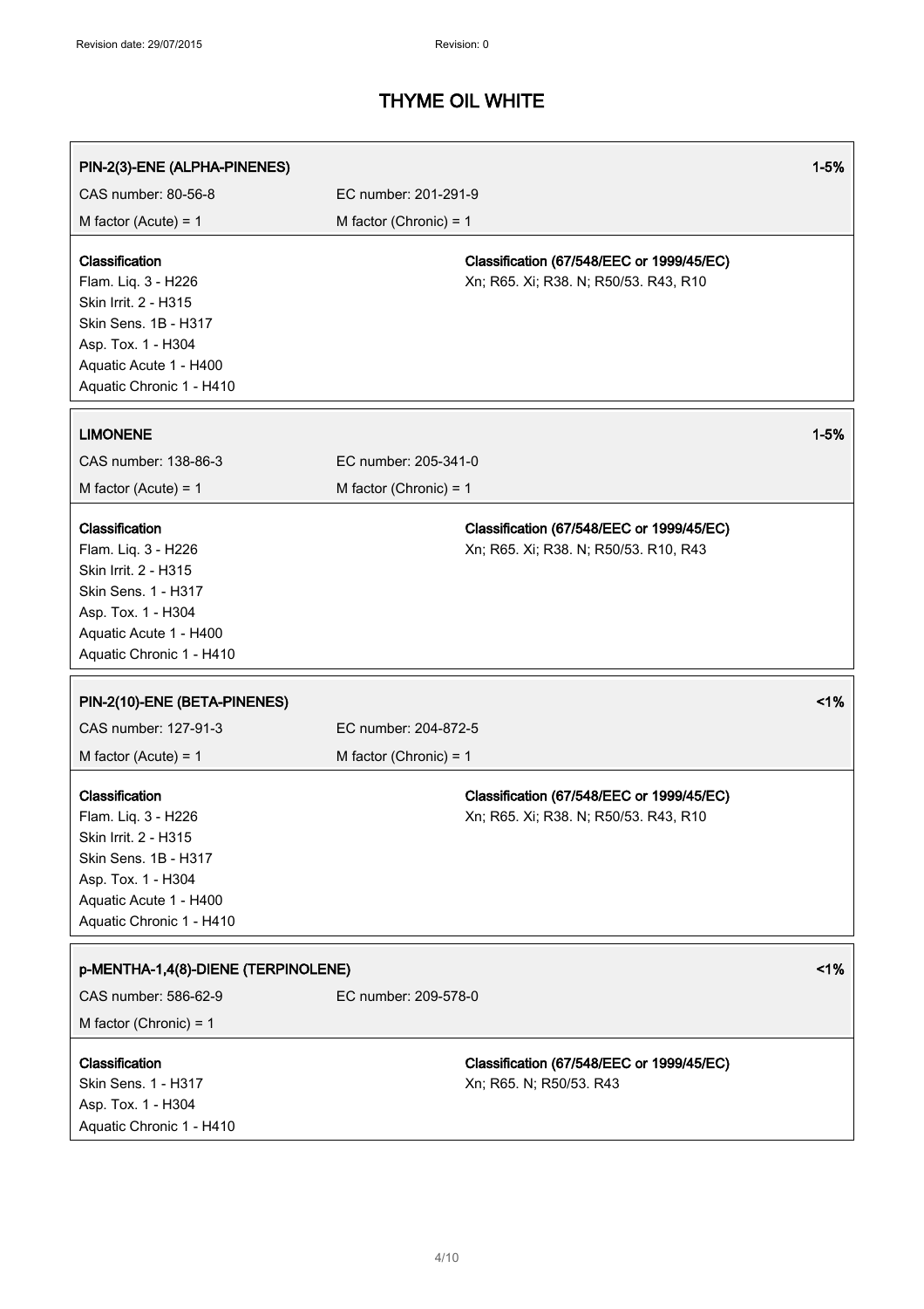| PIN-2(3)-ENE (ALPHA-PINENES) | | 1-5% |
|---|---|---|
| CAS number: 80-56-8 | EC number: 201-291-9 | |
| M factor (Acute) = 1 | M factor (Chronic) = 1 | |

**Classification**
Flam. Liq. 3 - H226
Skin Irrit. 2 - H315
Skin Sens. 1B - H317
Asp. Tox. 1 - H304
Aquatic Acute 1 - H400
Aquatic Chronic 1 - H410

**Classification (67/548/EEC or 1999/45/EC)**
Xn; R65. Xi; R38. N; R50/53. R43, R10

| LIMONENE | | 1-5% |
|---|---|---|
| CAS number: 138-86-3 | EC number: 205-341-0 | |
| M factor (Acute) = 1 | M factor (Chronic) = 1 | |

**Classification**
Flam. Liq. 3 - H226
Skin Irrit. 2 - H315
Skin Sens. 1 - H317
Asp. Tox. 1 - H304
Aquatic Acute 1 - H400
Aquatic Chronic 1 - H410

**Classification (67/548/EEC or 1999/45/EC)**
Xn; R65. Xi; R38. N; R50/53. R10, R43

| PIN-2(10)-ENE (BETA-PINENES) | | <1% |
|---|---|---|
| CAS number: 127-91-3 | EC number: 204-872-5 | |
| M factor (Acute) = 1 | M factor (Chronic) = 1 | |

**Classification**
Flam. Liq. 3 - H226
Skin Irrit. 2 - H315
Skin Sens. 1B - H317
Asp. Tox. 1 - H304
Aquatic Acute 1 - H400
Aquatic Chronic 1 - H410

**Classification (67/548/EEC or 1999/45/EC)**
Xn; R65. Xi; R38. N; R50/53. R43, R10

| p-MENTHA-1,4(8)-DIENE (TERPINOLENE) | | <1% |
|---|---|---|
| CAS number: 586-62-9 | EC number: 209-578-0 | |
| M factor (Chronic) = 1 | | |

**Classification**
Skin Sens. 1 - H317
Asp. Tox. 1 - H304
Aquatic Chronic 1 - H410

**Classification (67/548/EEC or 1999/45/EC)**
Xn; R65. N; R50/53. R43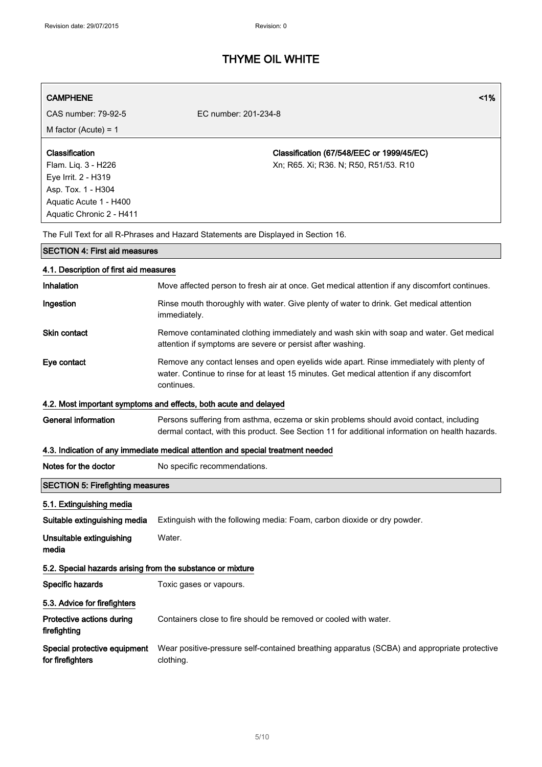| **CAMPHENE** | | <1% |
|---|---|---|
| CAS number: 79-92-5 | EC number: 201-234-8 | |
| M factor (Acute) = 1 | | |
| **Classification**<br>Flam. Liq. 3 - H226<br>Eye Irrit. 2 - H319<br>Asp. Tox. 1 - H304<br>Aquatic Acute 1 - H400<br>Aquatic Chronic 2 - H411 | **Classification (67/548/EEC or 1999/45/EC)**<br>Xn; R65. Xi; R36. N; R50, R51/53. R10 | |

The Full Text for all R-Phrases and Hazard Statements are Displayed in Section 16.

## SECTION 4: First aid measures

### 4.1. Description of first aid measures

**Inhalation** Move affected person to fresh air at once. Get medical attention if any discomfort continues.

**Ingestion** Rinse mouth thoroughly with water. Give plenty of water to drink. Get medical attention immediately.

**Skin contact** Remove contaminated clothing immediately and wash skin with soap and water. Get medical attention if symptoms are severe or persist after washing.

**Eye contact** Remove any contact lenses and open eyelids wide apart. Rinse immediately with plenty of water. Continue to rinse for at least 15 minutes. Get medical attention if any discomfort continues.

### 4.2. Most important symptoms and effects, both acute and delayed

**General information** Persons suffering from asthma, eczema or skin problems should avoid contact, including dermal contact, with this product. See Section 11 for additional information on health hazards.

### 4.3. Indication of any immediate medical attention and special treatment needed

**Notes for the doctor** No specific recommendations.

## SECTION 5: Firefighting measures

### 5.1. Extinguishing media

**Suitable extinguishing media** Extinguish with the following media: Foam, carbon dioxide or dry powder.

**Unsuitable extinguishing media** Water.

### 5.2. Special hazards arising from the substance or mixture

**Specific hazards** Toxic gases or vapours.

### 5.3. Advice for firefighters

**Protective actions during firefighting** Containers close to fire should be removed or cooled with water.

**Special protective equipment for firefighters** Wear positive-pressure self-contained breathing apparatus (SCBA) and appropriate protective clothing.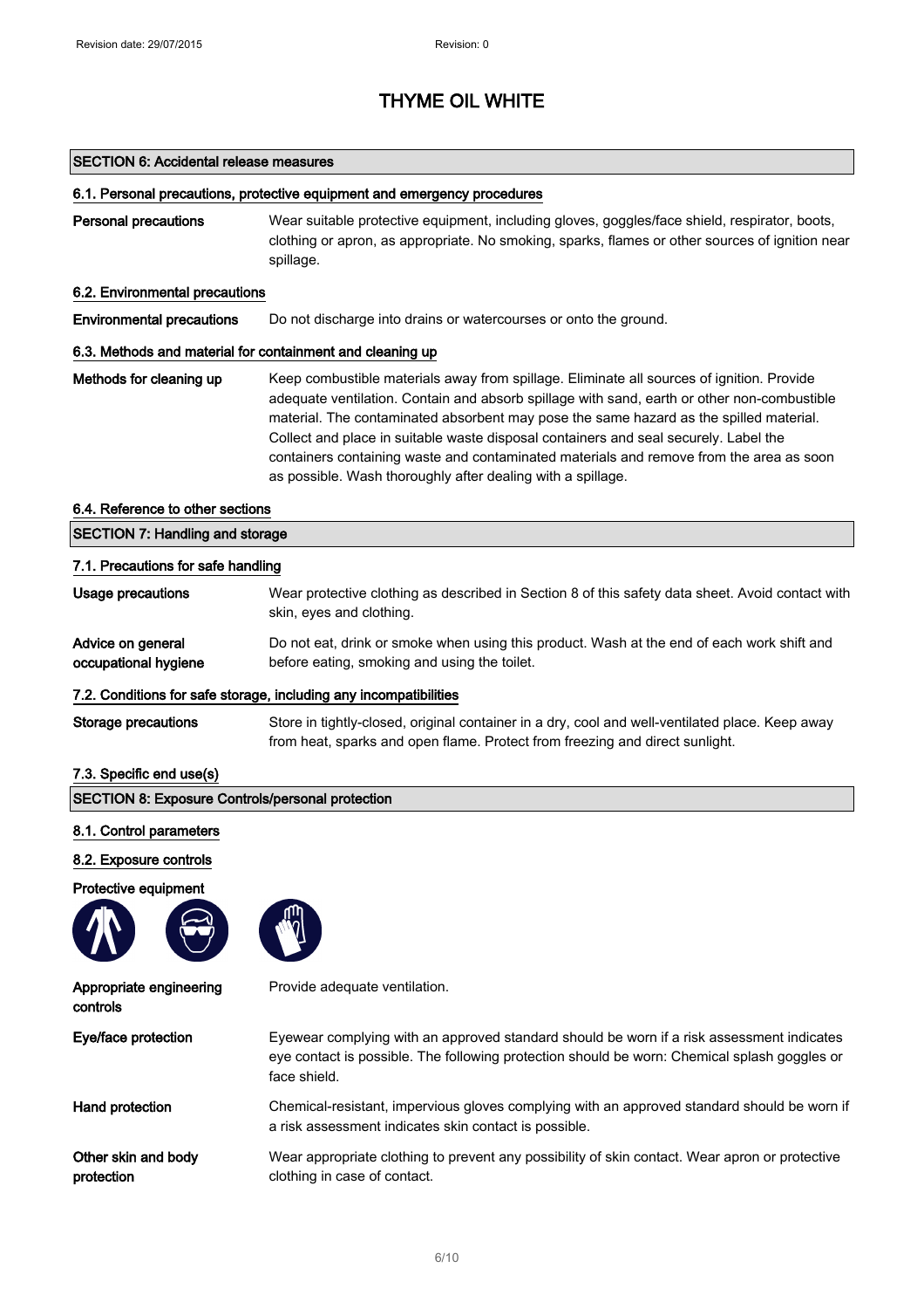# THYME OIL WHITE

## SECTION 6: Accidental release measures

### 6.1. Personal precautions, protective equipment and emergency procedures

**Personal precautions** Wear suitable protective equipment, including gloves, goggles/face shield, respirator, boots, clothing or apron, as appropriate. No smoking, sparks, flames or other sources of ignition near spillage.

### 6.2. Environmental precautions

**Environmental precautions** Do not discharge into drains or watercourses or onto the ground.

### 6.3. Methods and material for containment and cleaning up

**Methods for cleaning up** Keep combustible materials away from spillage. Eliminate all sources of ignition. Provide adequate ventilation. Contain and absorb spillage with sand, earth or other non-combustible material. The contaminated absorbent may pose the same hazard as the spilled material. Collect and place in suitable waste disposal containers and seal securely. Label the containers containing waste and contaminated materials and remove from the area as soon as possible. Wash thoroughly after dealing with a spillage.

### 6.4. Reference to other sections

## SECTION 7: Handling and storage

### 7.1. Precautions for safe handling

**Usage precautions** Wear protective clothing as described in Section 8 of this safety data sheet. Avoid contact with skin, eyes and clothing.

**Advice on general occupational hygiene** Do not eat, drink or smoke when using this product. Wash at the end of each work shift and before eating, smoking and using the toilet.

### 7.2. Conditions for safe storage, including any incompatibilities

**Storage precautions** Store in tightly-closed, original container in a dry, cool and well-ventilated place. Keep away from heat, sparks and open flame. Protect from freezing and direct sunlight.

### 7.3. Specific end use(s)

## SECTION 8: Exposure Controls/personal protection

### 8.1. Control parameters

### 8.2. Exposure controls

**Protective equipment**

**Appropriate engineering controls** Provide adequate ventilation.

**Eye/face protection** Eyewear complying with an approved standard should be worn if a risk assessment indicates eye contact is possible. The following protection should be worn: Chemical splash goggles or face shield.

**Hand protection** Chemical-resistant, impervious gloves complying with an approved standard should be worn if a risk assessment indicates skin contact is possible.

**Other skin and body protection** Wear appropriate clothing to prevent any possibility of skin contact. Wear apron or protective clothing in case of contact.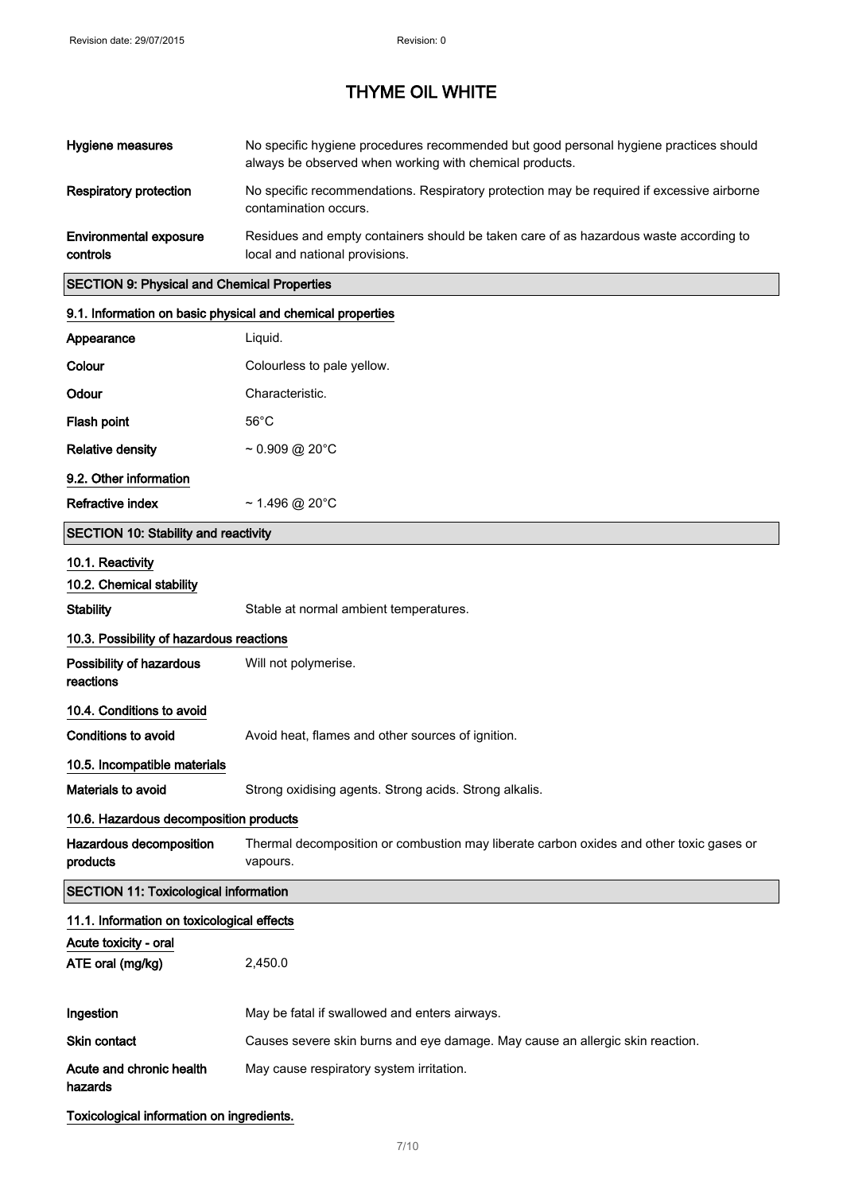# THYME OIL WHITE

| | |
|---|---|
| **Hygiene measures** | No specific hygiene procedures recommended but good personal hygiene practices should always be observed when working with chemical products. |
| **Respiratory protection** | No specific recommendations. Respiratory protection may be required if excessive airborne contamination occurs. |
| **Environmental exposure controls** | Residues and empty containers should be taken care of as hazardous waste according to local and national provisions. |

## SECTION 9: Physical and Chemical Properties

### 9.1. Information on basic physical and chemical properties

| | |
|---|---|
| **Appearance** | Liquid. |
| **Colour** | Colourless to pale yellow. |
| **Odour** | Characteristic. |
| **Flash point** | 56°C |
| **Relative density** | ~ 0.909 @ 20°C |

### 9.2. Other information

| | |
|---|---|
| **Refractive index** | ~ 1.496 @ 20°C |

## SECTION 10: Stability and reactivity

### 10.1. Reactivity

### 10.2. Chemical stability

| | |
|---|---|
| **Stability** | Stable at normal ambient temperatures. |

### 10.3. Possibility of hazardous reactions

| | |
|---|---|
| **Possibility of hazardous reactions** | Will not polymerise. |

### 10.4. Conditions to avoid

| | |
|---|---|
| **Conditions to avoid** | Avoid heat, flames and other sources of ignition. |

### 10.5. Incompatible materials

| | |
|---|---|
| **Materials to avoid** | Strong oxidising agents. Strong acids. Strong alkalis. |

### 10.6. Hazardous decomposition products

| | |
|---|---|
| **Hazardous decomposition products** | Thermal decomposition or combustion may liberate carbon oxides and other toxic gases or vapours. |

## SECTION 11: Toxicological information

### 11.1. Information on toxicological effects

**Acute toxicity - oral**

| | |
|---|---|
| **ATE oral (mg/kg)** | 2,450.0 |
| **Ingestion** | May be fatal if swallowed and enters airways. |
| **Skin contact** | Causes severe skin burns and eye damage. May cause an allergic skin reaction. |
| **Acute and chronic health hazards** | May cause respiratory system irritation. |

**Toxicological information on ingredients.**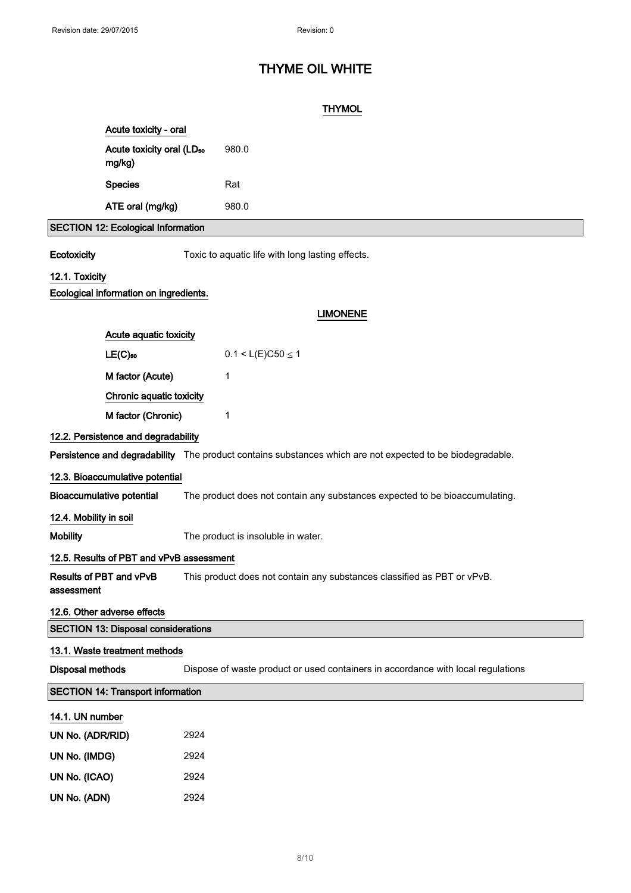# THYME OIL WHITE

**THYMOL**

**Acute toxicity - oral**

| | |
|---|---|
| Acute toxicity oral ($LD_{50}$ mg/kg) | 980.0 |
| Species | Rat |
| ATE oral (mg/kg) | 980.0 |

## SECTION 12: Ecological Information

**Ecotoxicity** Toxic to aquatic life with long lasting effects.

### 12.1. Toxicity

**Ecological information on ingredients.**

**LIMONENE**

**Acute aquatic toxicity**

| | |
|---|---|
| $LE(C)_{50}$ | $0.1 < L(E)C50 \leq 1$ |
| M factor (Acute) | 1 |

**Chronic aquatic toxicity**

| | |
|---|---|
| M factor (Chronic) | 1 |

### 12.2. Persistence and degradability

**Persistence and degradability** The product contains substances which are not expected to be biodegradable.

### 12.3. Bioaccumulative potential

**Bioaccumulative potential** The product does not contain any substances expected to be bioaccumulating.

### 12.4. Mobility in soil

**Mobility** The product is insoluble in water.

### 12.5. Results of PBT and vPvB assessment

**Results of PBT and vPvB assessment** This product does not contain any substances classified as PBT or vPvB.

### 12.6. Other adverse effects

## SECTION 13: Disposal considerations

### 13.1. Waste treatment methods

**Disposal methods** Dispose of waste product or used containers in accordance with local regulations

## SECTION 14: Transport information

### 14.1. UN number

| | |
|---|---|
| UN No. (ADR/RID) | 2924 |
| UN No. (IMDG) | 2924 |
| UN No. (ICAO) | 2924 |
| UN No. (ADN) | 2924 |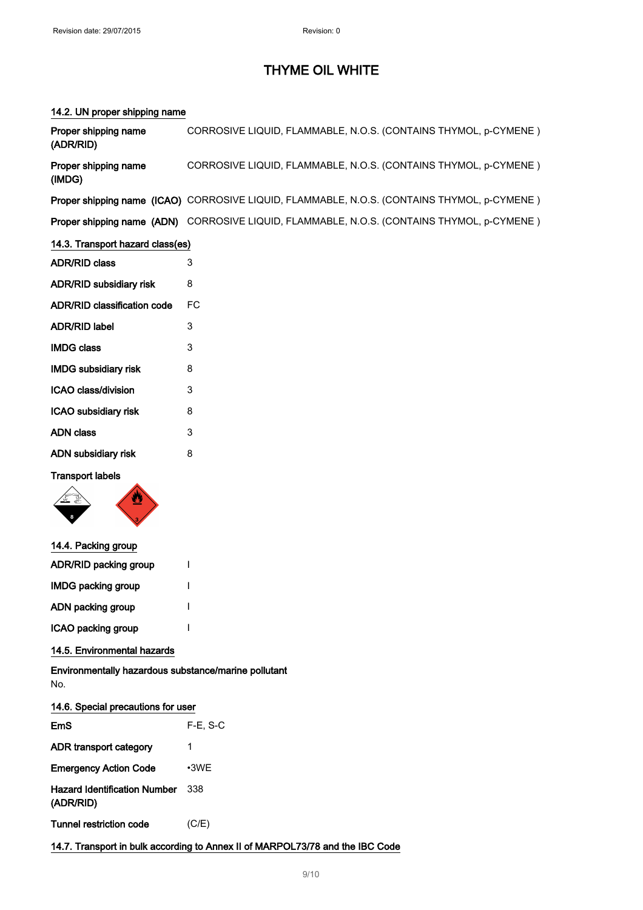Revision date: 29/07/2015 Revision: 0

# THYME OIL WHITE

## 14.2. UN proper shipping name

| | |
|---|---|
| **Proper shipping name (ADR/RID)** | CORROSIVE LIQUID, FLAMMABLE, N.O.S. (CONTAINS THYMOL, p-CYMENE ) |
| **Proper shipping name (IMDG)** | CORROSIVE LIQUID, FLAMMABLE, N.O.S. (CONTAINS THYMOL, p-CYMENE ) |
| **Proper shipping name (ICAO)** | CORROSIVE LIQUID, FLAMMABLE, N.O.S. (CONTAINS THYMOL, p-CYMENE ) |
| **Proper shipping name (ADN)** | CORROSIVE LIQUID, FLAMMABLE, N.O.S. (CONTAINS THYMOL, p-CYMENE ) |

## 14.3. Transport hazard class(es)

| | |
|---|---|
| **ADR/RID class** | 3 |
| **ADR/RID subsidiary risk** | 8 |
| **ADR/RID classification code** | FC |
| **ADR/RID label** | 3 |
| **IMDG class** | 3 |
| **IMDG subsidiary risk** | 8 |
| **ICAO class/division** | 3 |
| **ICAO subsidiary risk** | 8 |
| **ADN class** | 3 |
| **ADN subsidiary risk** | 8 |

**Transport labels**

## 14.4. Packing group

| | |
|---|---|
| **ADR/RID packing group** | I |
| **IMDG packing group** | I |
| **ADN packing group** | I |
| **ICAO packing group** | I |

## 14.5. Environmental hazards

**Environmentally hazardous substance/marine pollutant**

No.

## 14.6. Special precautions for user

| | |
|---|---|
| **EmS** | F-E, S-C |
| **ADR transport category** | 1 |
| **Emergency Action Code** | •3WE |
| **Hazard Identification Number (ADR/RID)** | 338 |
| **Tunnel restriction code** | (C/E) |

## 14.7. Transport in bulk according to Annex II of MARPOL73/78 and the IBC Code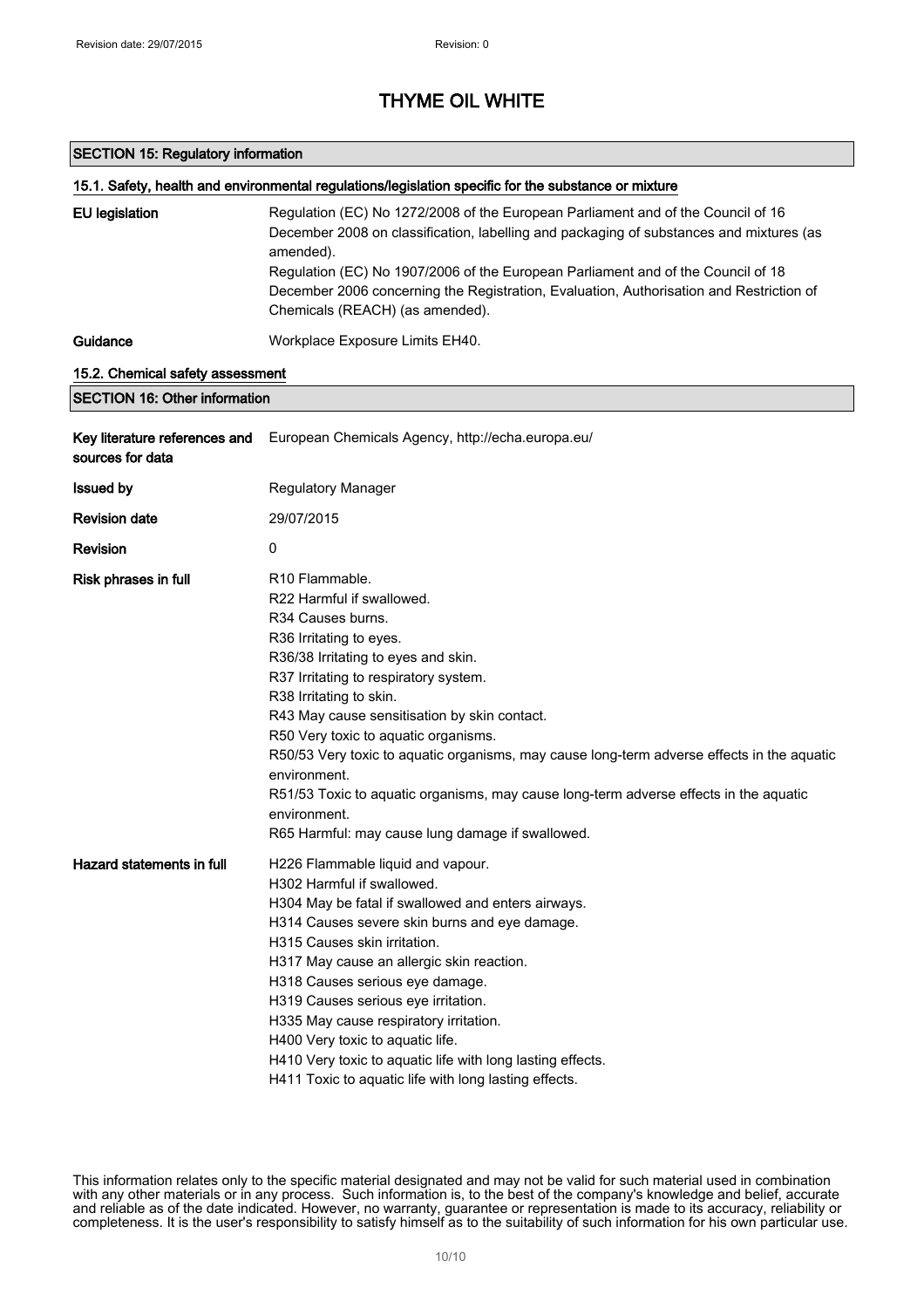# THYME OIL WHITE

## SECTION 15: Regulatory information

### 15.1. Safety, health and environmental regulations/legislation specific for the substance or mixture

| | |
|---|---|
| **EU legislation** | Regulation (EC) No 1272/2008 of the European Parliament and of the Council of 16 December 2008 on classification, labelling and packaging of substances and mixtures (as amended).<br>Regulation (EC) No 1907/2006 of the European Parliament and of the Council of 18 December 2006 concerning the Registration, Evaluation, Authorisation and Restriction of Chemicals (REACH) (as amended). |
| **Guidance** | Workplace Exposure Limits EH40. |

### 15.2. Chemical safety assessment

## SECTION 16: Other information

| | |
|---|---|
| **Key literature references and sources for data** | European Chemicals Agency, http://echa.europa.eu/ |
| **Issued by** | Regulatory Manager |
| **Revision date** | 29/07/2015 |
| **Revision** | 0 |
| **Risk phrases in full** | R10 Flammable.<br>R22 Harmful if swallowed.<br>R34 Causes burns.<br>R36 Irritating to eyes.<br>R36/38 Irritating to eyes and skin.<br>R37 Irritating to respiratory system.<br>R38 Irritating to skin.<br>R43 May cause sensitisation by skin contact.<br>R50 Very toxic to aquatic organisms.<br>R50/53 Very toxic to aquatic organisms, may cause long-term adverse effects in the aquatic environment.<br>R51/53 Toxic to aquatic organisms, may cause long-term adverse effects in the aquatic environment.<br>R65 Harmful: may cause lung damage if swallowed. |
| **Hazard statements in full** | H226 Flammable liquid and vapour.<br>H302 Harmful if swallowed.<br>H304 May be fatal if swallowed and enters airways.<br>H314 Causes severe skin burns and eye damage.<br>H315 Causes skin irritation.<br>H317 May cause an allergic skin reaction.<br>H318 Causes serious eye damage.<br>H319 Causes serious eye irritation.<br>H335 May cause respiratory irritation.<br>H400 Very toxic to aquatic life.<br>H410 Very toxic to aquatic life with long lasting effects.<br>H411 Toxic to aquatic life with long lasting effects. |

This information relates only to the specific material designated and may not be valid for such material used in combination with any other materials or in any process. Such information is, to the best of the company's knowledge and belief, accurate and reliable as of the date indicated. However, no warranty, guarantee or representation is made to its accuracy, reliability or completeness. It is the user's responsibility to satisfy himself as to the suitability of such information for his own particular use.